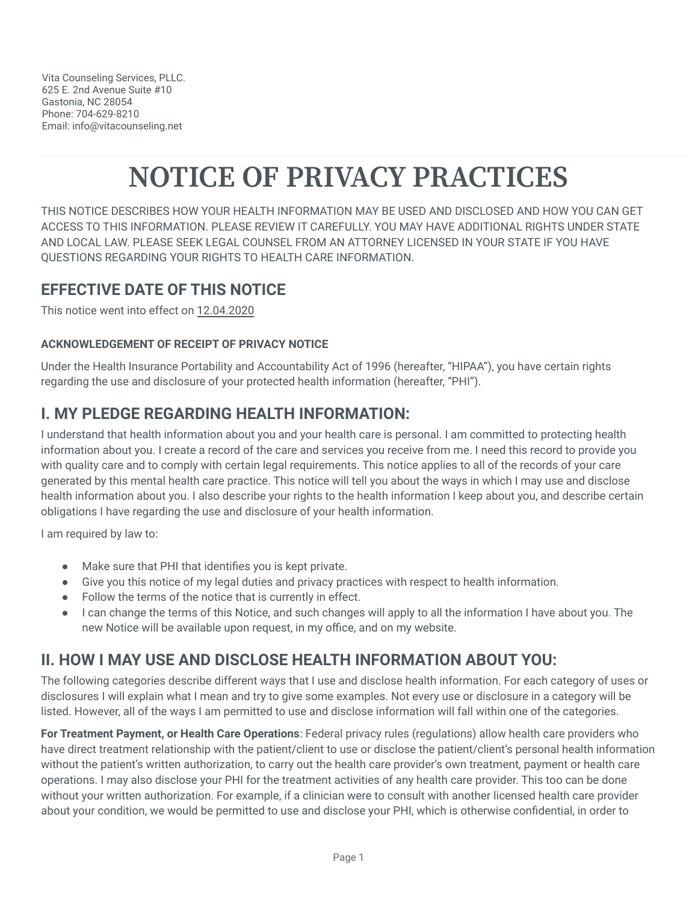Vita Counseling Services, PLLC.
625 E. 2nd Avenue Suite #10
Gastonia, NC 28054
Phone: 704-629-8210
Email: info@vitacounseling.net

---

# NOTICE OF PRIVACY PRACTICES

THIS NOTICE DESCRIBES HOW YOUR HEALTH INFORMATION MAY BE USED AND DISCLOSED AND HOW YOU CAN GET ACCESS TO THIS INFORMATION. PLEASE REVIEW IT CAREFULLY. YOU MAY HAVE ADDITIONAL RIGHTS UNDER STATE AND LOCAL LAW. PLEASE SEEK LEGAL COUNSEL FROM AN ATTORNEY LICENSED IN YOUR STATE IF YOU HAVE QUESTIONS REGARDING YOUR RIGHTS TO HEALTH CARE INFORMATION.

## EFFECTIVE DATE OF THIS NOTICE

This notice went into effect on 12.04.2020

#### ACKNOWLEDGEMENT OF RECEIPT OF PRIVACY NOTICE

Under the Health Insurance Portability and Accountability Act of 1996 (hereafter, "HIPAA"), you have certain rights regarding the use and disclosure of your protected health information (hereafter, "PHI").

## I. MY PLEDGE REGARDING HEALTH INFORMATION:

I understand that health information about you and your health care is personal. I am committed to protecting health information about you. I create a record of the care and services you receive from me. I need this record to provide you with quality care and to comply with certain legal requirements. This notice applies to all of the records of your care generated by this mental health care practice. This notice will tell you about the ways in which I may use and disclose health information about you. I also describe your rights to the health information I keep about you, and describe certain obligations I have regarding the use and disclosure of your health information.

I am required by law to:

- Make sure that PHI that identifies you is kept private.
- Give you this notice of my legal duties and privacy practices with respect to health information.
- Follow the terms of the notice that is currently in effect.
- I can change the terms of this Notice, and such changes will apply to all the information I have about you. The new Notice will be available upon request, in my office, and on my website.

## II. HOW I MAY USE AND DISCLOSE HEALTH INFORMATION ABOUT YOU:

The following categories describe different ways that I use and disclose health information. For each category of uses or disclosures I will explain what I mean and try to give some examples. Not every use or disclosure in a category will be listed. However, all of the ways I am permitted to use and disclose information will fall within one of the categories.

**For Treatment Payment, or Health Care Operations**: Federal privacy rules (regulations) allow health care providers who have direct treatment relationship with the patient/client to use or disclose the patient/client's personal health information without the patient's written authorization, to carry out the health care provider's own treatment, payment or health care operations. I may also disclose your PHI for the treatment activities of any health care provider. This too can be done without your written authorization. For example, if a clinician were to consult with another licensed health care provider about your condition, we would be permitted to use and disclose your PHI, which is otherwise confidential, in order to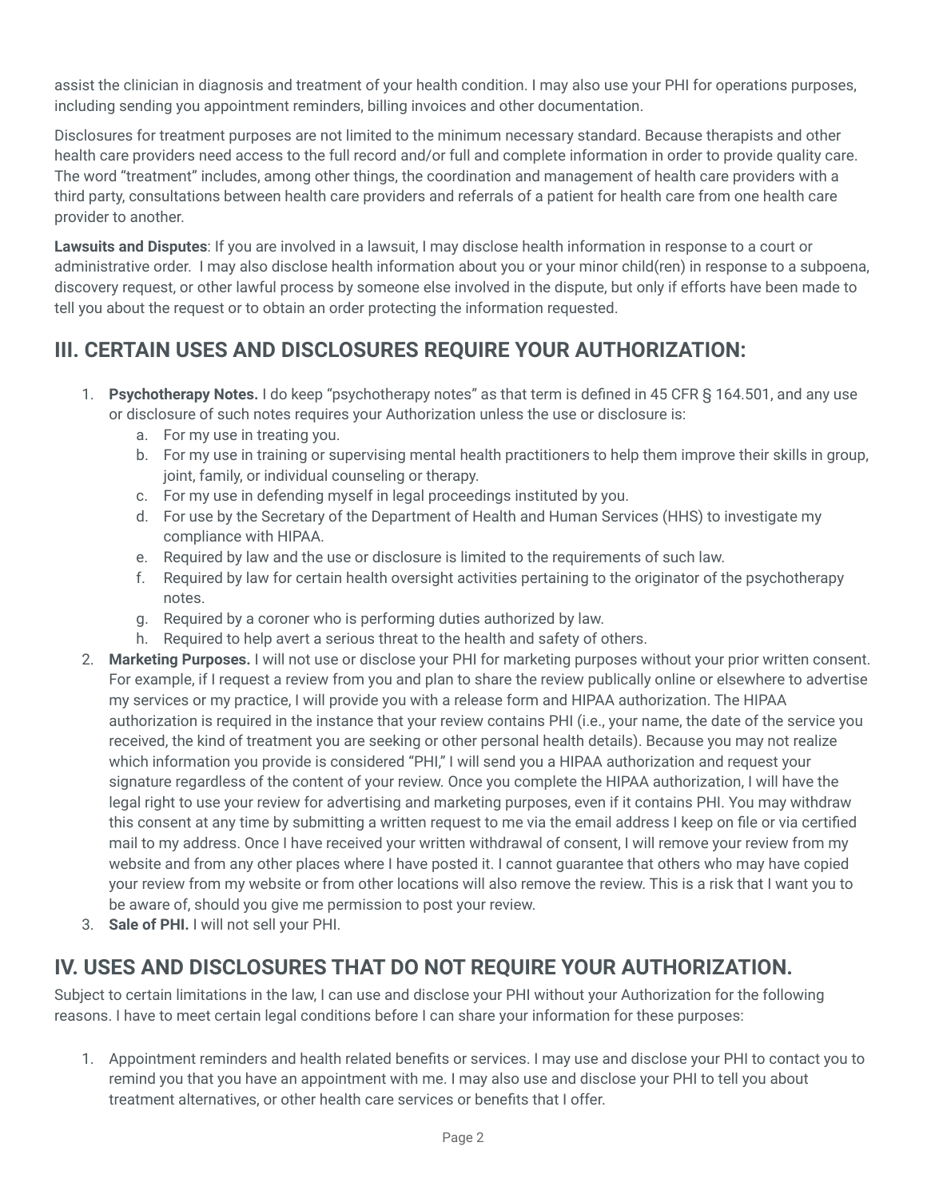assist the clinician in diagnosis and treatment of your health condition. I may also use your PHI for operations purposes, including sending you appointment reminders, billing invoices and other documentation.

Disclosures for treatment purposes are not limited to the minimum necessary standard. Because therapists and other health care providers need access to the full record and/or full and complete information in order to provide quality care. The word "treatment" includes, among other things, the coordination and management of health care providers with a third party, consultations between health care providers and referrals of a patient for health care from one health care provider to another.

**Lawsuits and Disputes**: If you are involved in a lawsuit, I may disclose health information in response to a court or administrative order. I may also disclose health information about you or your minor child(ren) in response to a subpoena, discovery request, or other lawful process by someone else involved in the dispute, but only if efforts have been made to tell you about the request or to obtain an order protecting the information requested.

## III. CERTAIN USES AND DISCLOSURES REQUIRE YOUR AUTHORIZATION:

1. **Psychotherapy Notes.** I do keep "psychotherapy notes" as that term is defined in 45 CFR § 164.501, and any use or disclosure of such notes requires your Authorization unless the use or disclosure is:
    a. For my use in treating you.
    b. For my use in training or supervising mental health practitioners to help them improve their skills in group, joint, family, or individual counseling or therapy.
    c. For my use in defending myself in legal proceedings instituted by you.
    d. For use by the Secretary of the Department of Health and Human Services (HHS) to investigate my compliance with HIPAA.
    e. Required by law and the use or disclosure is limited to the requirements of such law.
    f. Required by law for certain health oversight activities pertaining to the originator of the psychotherapy notes.
    g. Required by a coroner who is performing duties authorized by law.
    h. Required to help avert a serious threat to the health and safety of others.
2. **Marketing Purposes.** I will not use or disclose your PHI for marketing purposes without your prior written consent. For example, if I request a review from you and plan to share the review publically online or elsewhere to advertise my services or my practice, I will provide you with a release form and HIPAA authorization. The HIPAA authorization is required in the instance that your review contains PHI (i.e., your name, the date of the service you received, the kind of treatment you are seeking or other personal health details). Because you may not realize which information you provide is considered "PHI," I will send you a HIPAA authorization and request your signature regardless of the content of your review. Once you complete the HIPAA authorization, I will have the legal right to use your review for advertising and marketing purposes, even if it contains PHI. You may withdraw this consent at any time by submitting a written request to me via the email address I keep on file or via certified mail to my address. Once I have received your written withdrawal of consent, I will remove your review from my website and from any other places where I have posted it. I cannot guarantee that others who may have copied your review from my website or from other locations will also remove the review. This is a risk that I want you to be aware of, should you give me permission to post your review.
3. **Sale of PHI.** I will not sell your PHI.

## IV. USES AND DISCLOSURES THAT DO NOT REQUIRE YOUR AUTHORIZATION.

Subject to certain limitations in the law, I can use and disclose your PHI without your Authorization for the following reasons. I have to meet certain legal conditions before I can share your information for these purposes:

1. Appointment reminders and health related benefits or services. I may use and disclose your PHI to contact you to remind you that you have an appointment with me. I may also use and disclose your PHI to tell you about treatment alternatives, or other health care services or benefits that I offer.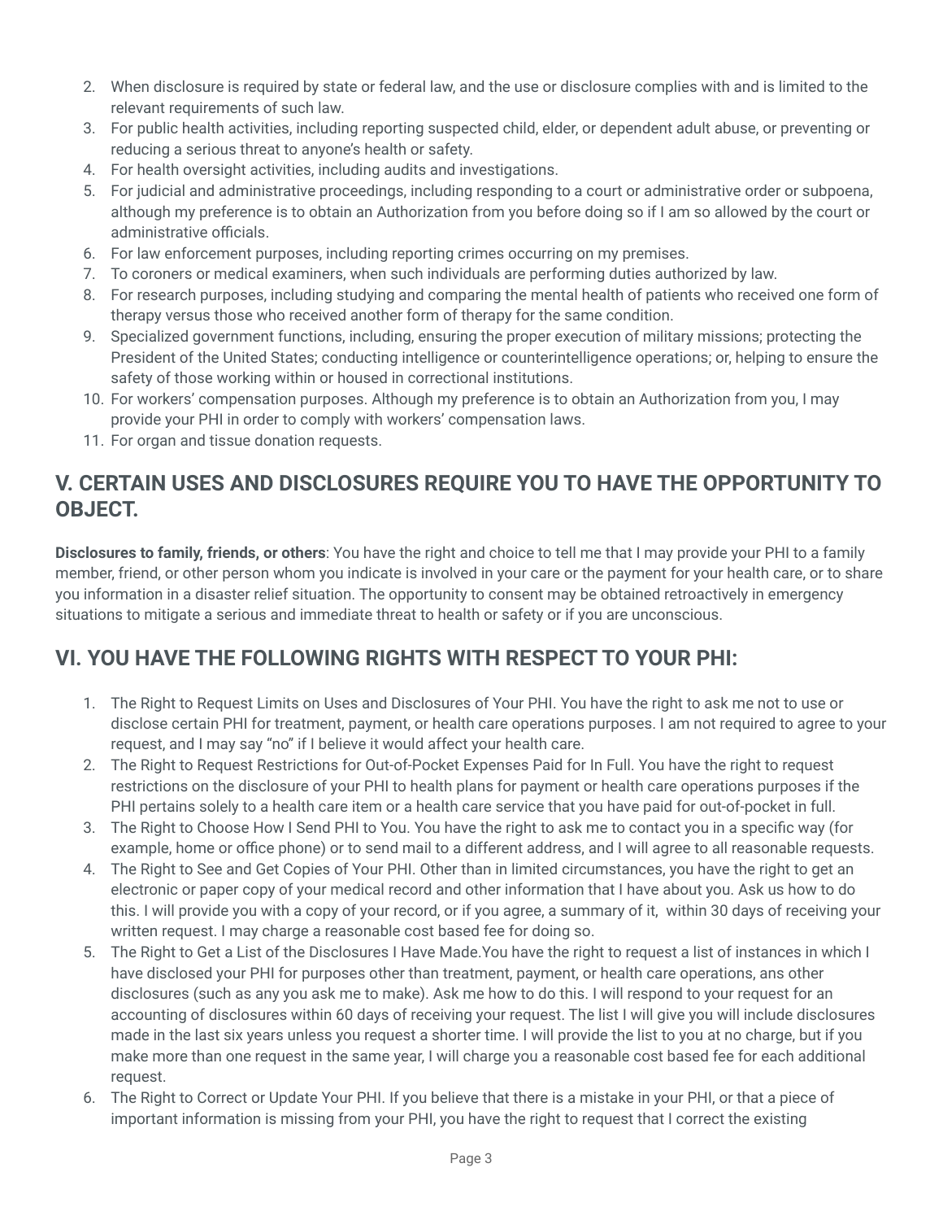2. When disclosure is required by state or federal law, and the use or disclosure complies with and is limited to the relevant requirements of such law.
3. For public health activities, including reporting suspected child, elder, or dependent adult abuse, or preventing or reducing a serious threat to anyone's health or safety.
4. For health oversight activities, including audits and investigations.
5. For judicial and administrative proceedings, including responding to a court or administrative order or subpoena, although my preference is to obtain an Authorization from you before doing so if I am so allowed by the court or administrative officials.
6. For law enforcement purposes, including reporting crimes occurring on my premises.
7. To coroners or medical examiners, when such individuals are performing duties authorized by law.
8. For research purposes, including studying and comparing the mental health of patients who received one form of therapy versus those who received another form of therapy for the same condition.
9. Specialized government functions, including, ensuring the proper execution of military missions; protecting the President of the United States; conducting intelligence or counterintelligence operations; or, helping to ensure the safety of those working within or housed in correctional institutions.
10. For workers' compensation purposes. Although my preference is to obtain an Authorization from you, I may provide your PHI in order to comply with workers' compensation laws.
11. For organ and tissue donation requests.

## V. CERTAIN USES AND DISCLOSURES REQUIRE YOU TO HAVE THE OPPORTUNITY TO OBJECT.

**Disclosures to family, friends, or others**: You have the right and choice to tell me that I may provide your PHI to a family member, friend, or other person whom you indicate is involved in your care or the payment for your health care, or to share you information in a disaster relief situation. The opportunity to consent may be obtained retroactively in emergency situations to mitigate a serious and immediate threat to health or safety or if you are unconscious.

## VI. YOU HAVE THE FOLLOWING RIGHTS WITH RESPECT TO YOUR PHI:

1. The Right to Request Limits on Uses and Disclosures of Your PHI. You have the right to ask me not to use or disclose certain PHI for treatment, payment, or health care operations purposes. I am not required to agree to your request, and I may say "no" if I believe it would affect your health care.
2. The Right to Request Restrictions for Out-of-Pocket Expenses Paid for In Full. You have the right to request restrictions on the disclosure of your PHI to health plans for payment or health care operations purposes if the PHI pertains solely to a health care item or a health care service that you have paid for out-of-pocket in full.
3. The Right to Choose How I Send PHI to You. You have the right to ask me to contact you in a specific way (for example, home or office phone) or to send mail to a different address, and I will agree to all reasonable requests.
4. The Right to See and Get Copies of Your PHI. Other than in limited circumstances, you have the right to get an electronic or paper copy of your medical record and other information that I have about you. Ask us how to do this. I will provide you with a copy of your record, or if you agree, a summary of it, within 30 days of receiving your written request. I may charge a reasonable cost based fee for doing so.
5. The Right to Get a List of the Disclosures I Have Made.You have the right to request a list of instances in which I have disclosed your PHI for purposes other than treatment, payment, or health care operations, ans other disclosures (such as any you ask me to make). Ask me how to do this. I will respond to your request for an accounting of disclosures within 60 days of receiving your request. The list I will give you will include disclosures made in the last six years unless you request a shorter time. I will provide the list to you at no charge, but if you make more than one request in the same year, I will charge you a reasonable cost based fee for each additional request.
6. The Right to Correct or Update Your PHI. If you believe that there is a mistake in your PHI, or that a piece of important information is missing from your PHI, you have the right to request that I correct the existing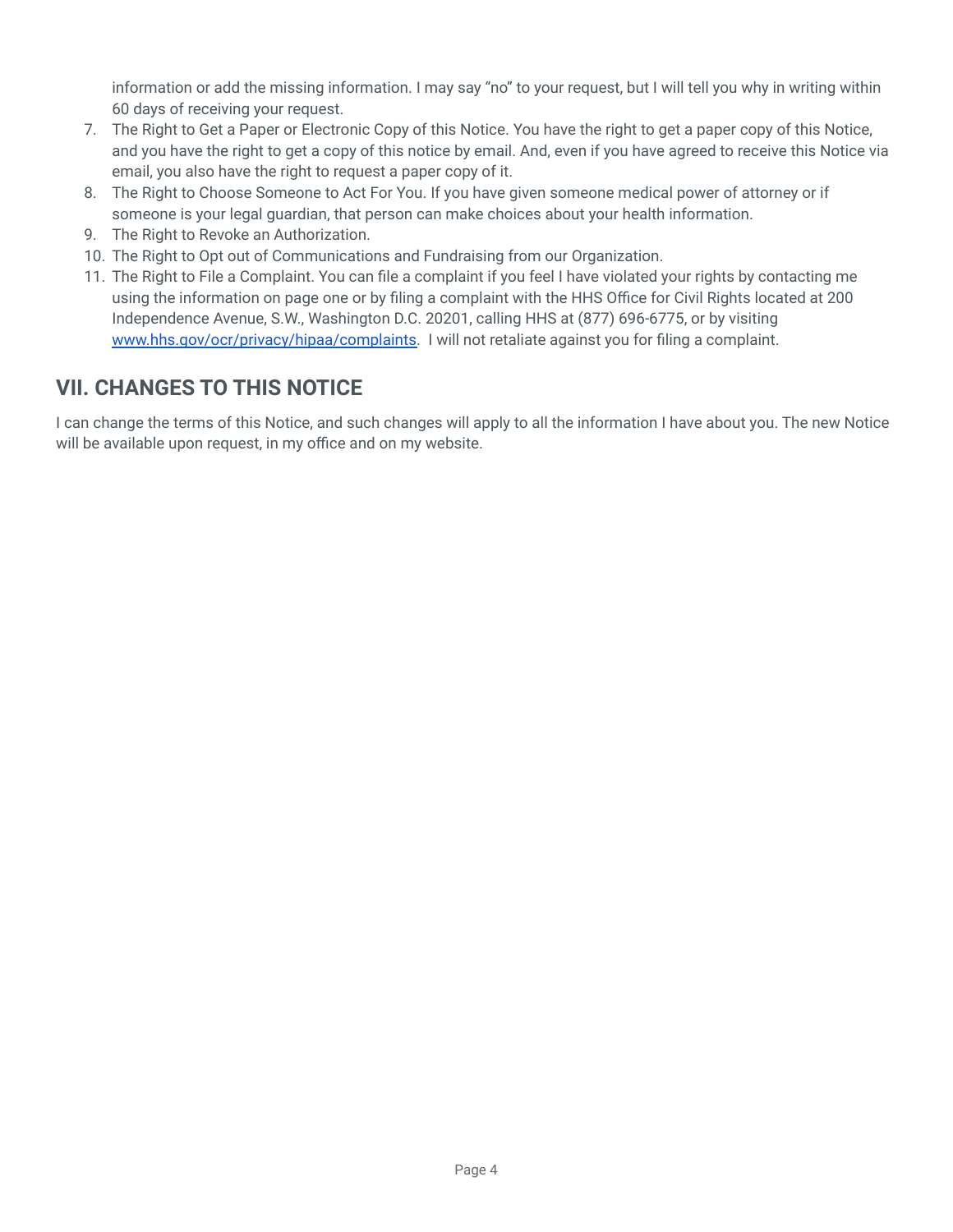information or add the missing information. I may say "no" to your request, but I will tell you why in writing within 60 days of receiving your request.

7. The Right to Get a Paper or Electronic Copy of this Notice. You have the right to get a paper copy of this Notice, and you have the right to get a copy of this notice by email. And, even if you have agreed to receive this Notice via email, you also have the right to request a paper copy of it.
8. The Right to Choose Someone to Act For You. If you have given someone medical power of attorney or if someone is your legal guardian, that person can make choices about your health information.
9. The Right to Revoke an Authorization.
10. The Right to Opt out of Communications and Fundraising from our Organization.
11. The Right to File a Complaint. You can file a complaint if you feel I have violated your rights by contacting me using the information on page one or by filing a complaint with the HHS Office for Civil Rights located at 200 Independence Avenue, S.W., Washington D.C. 20201, calling HHS at (877) 696-6775, or by visiting [www.hhs.gov/ocr/privacy/hipaa/complaints](http://www.hhs.gov/ocr/privacy/hipaa/complaints). I will not retaliate against you for filing a complaint.

## VII. CHANGES TO THIS NOTICE

I can change the terms of this Notice, and such changes will apply to all the information I have about you. The new Notice will be available upon request, in my office and on my website.